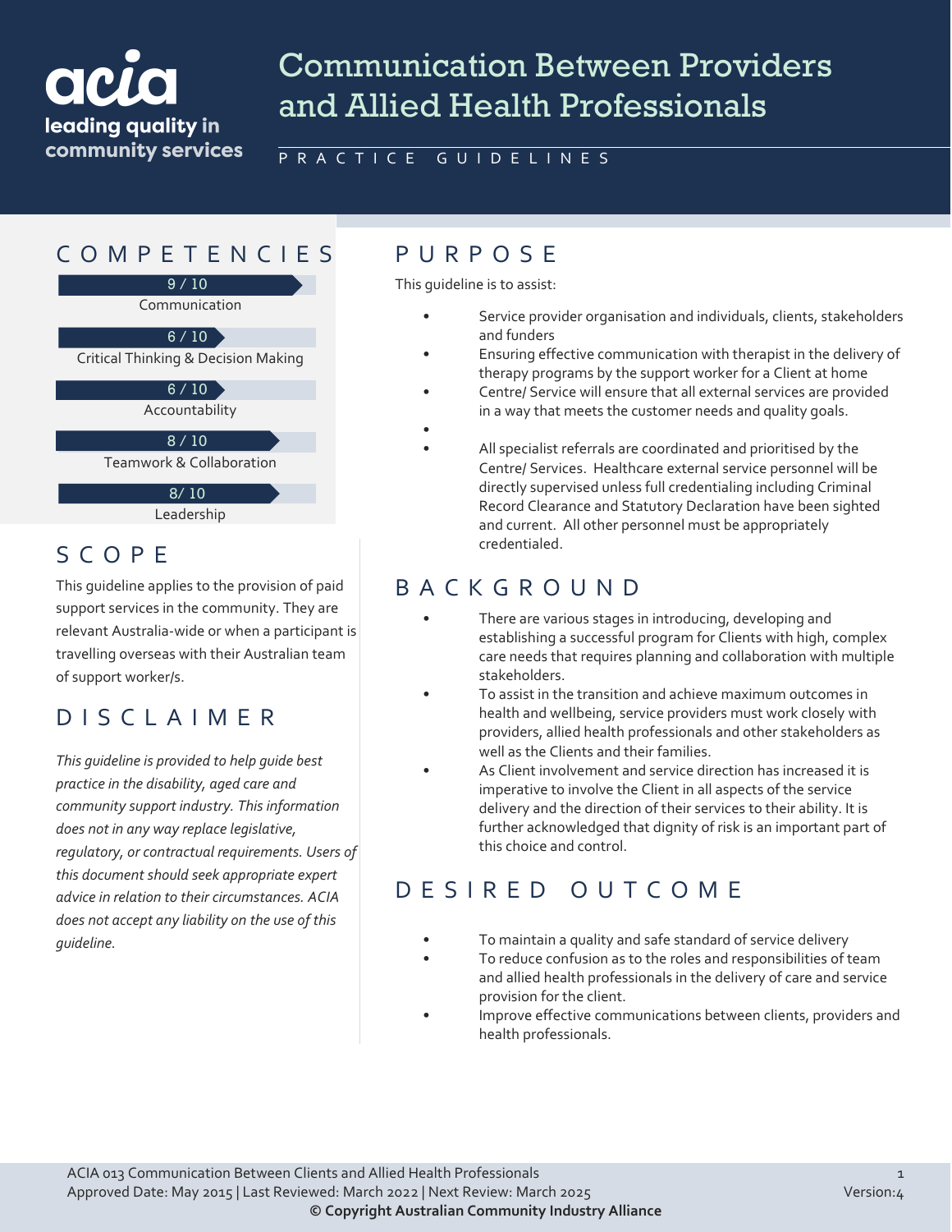acia
leading quality in community services

# Communication Between Providers and Allied Health Professionals

PRACTICE GUIDELINES

## COMPETENCIES

- 9 / 10 Communication
- 6 / 10 Critical Thinking & Decision Making
- 6 / 10 Accountability
- 8 / 10 Teamwork & Collaboration
- 8/ 10 Leadership

## SCOPE

This guideline applies to the provision of paid support services in the community. They are relevant Australia-wide or when a participant is travelling overseas with their Australian team of support worker/s.

## DISCLAIMER

*This guideline is provided to help guide best practice in the disability, aged care and community support industry. This information does not in any way replace legislative, regulatory, or contractual requirements. Users of this document should seek appropriate expert advice in relation to their circumstances. ACIA does not accept any liability on the use of this guideline.*

## PURPOSE

This guideline is to assist:

- Service provider organisation and individuals, clients, stakeholders and funders
- Ensuring effective communication with therapist in the delivery of therapy programs by the support worker for a Client at home
- Centre/ Service will ensure that all external services are provided in a way that meets the customer needs and quality goals.
- 
- All specialist referrals are coordinated and prioritised by the Centre/ Services. Healthcare external service personnel will be directly supervised unless full credentialing including Criminal Record Clearance and Statutory Declaration have been sighted and current. All other personnel must be appropriately credentialed.

## BACKGROUND

- There are various stages in introducing, developing and establishing a successful program for Clients with high, complex care needs that requires planning and collaboration with multiple stakeholders.
- To assist in the transition and achieve maximum outcomes in health and wellbeing, service providers must work closely with providers, allied health professionals and other stakeholders as well as the Clients and their families.
- As Client involvement and service direction has increased it is imperative to involve the Client in all aspects of the service delivery and the direction of their services to their ability. It is further acknowledged that dignity of risk is an important part of this choice and control.

## DESIRED OUTCOME

- To maintain a quality and safe standard of service delivery
- To reduce confusion as to the roles and responsibilities of team and allied health professionals in the delivery of care and service provision for the client.
- Improve effective communications between clients, providers and health professionals.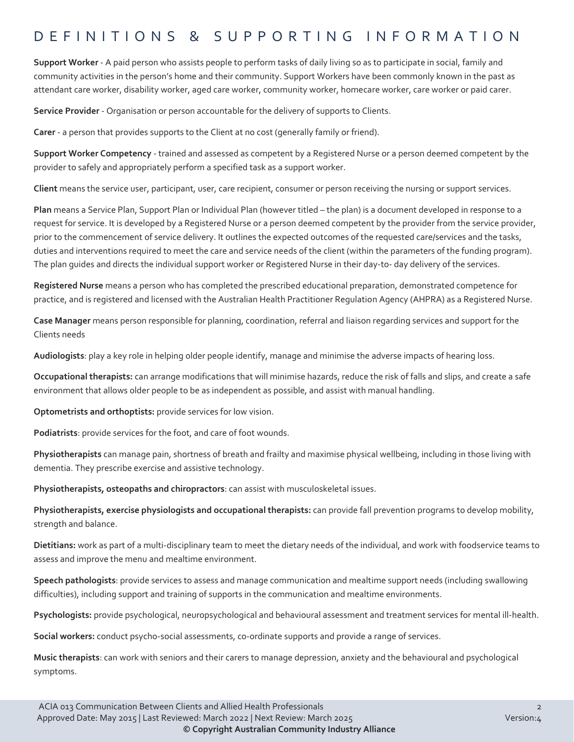# DEFINITIONS & SUPPORTING INFORMATION

**Support Worker** - A paid person who assists people to perform tasks of daily living so as to participate in social, family and community activities in the person's home and their community. Support Workers have been commonly known in the past as attendant care worker, disability worker, aged care worker, community worker, homecare worker, care worker or paid carer.

**Service Provider** - Organisation or person accountable for the delivery of supports to Clients.

**Carer** - a person that provides supports to the Client at no cost (generally family or friend).

**Support Worker Competency** - trained and assessed as competent by a Registered Nurse or a person deemed competent by the provider to safely and appropriately perform a specified task as a support worker.

**Client** means the service user, participant, user, care recipient, consumer or person receiving the nursing or support services.

**Plan** means a Service Plan, Support Plan or Individual Plan (however titled – the plan) is a document developed in response to a request for service. It is developed by a Registered Nurse or a person deemed competent by the provider from the service provider, prior to the commencement of service delivery. It outlines the expected outcomes of the requested care/services and the tasks, duties and interventions required to meet the care and service needs of the client (within the parameters of the funding program). The plan guides and directs the individual support worker or Registered Nurse in their day-to- day delivery of the services.

**Registered Nurse** means a person who has completed the prescribed educational preparation, demonstrated competence for practice, and is registered and licensed with the Australian Health Practitioner Regulation Agency (AHPRA) as a Registered Nurse.

**Case Manager** means person responsible for planning, coordination, referral and liaison regarding services and support for the Clients needs

**Audiologists**: play a key role in helping older people identify, manage and minimise the adverse impacts of hearing loss.

**Occupational therapists:** can arrange modifications that will minimise hazards, reduce the risk of falls and slips, and create a safe environment that allows older people to be as independent as possible, and assist with manual handling.

**Optometrists and orthoptists:** provide services for low vision.

**Podiatrists**: provide services for the foot, and care of foot wounds.

**Physiotherapists** can manage pain, shortness of breath and frailty and maximise physical wellbeing, including in those living with dementia. They prescribe exercise and assistive technology.

**Physiotherapists, osteopaths and chiropractors**: can assist with musculoskeletal issues.

**Physiotherapists, exercise physiologists and occupational therapists:** can provide fall prevention programs to develop mobility, strength and balance.

**Dietitians:** work as part of a multi-disciplinary team to meet the dietary needs of the individual, and work with foodservice teams to assess and improve the menu and mealtime environment.

**Speech pathologists**: provide services to assess and manage communication and mealtime support needs (including swallowing difficulties), including support and training of supports in the communication and mealtime environments.

**Psychologists:** provide psychological, neuropsychological and behavioural assessment and treatment services for mental ill-health.

**Social workers:** conduct psycho-social assessments, co-ordinate supports and provide a range of services.

**Music therapists**: can work with seniors and their carers to manage depression, anxiety and the behavioural and psychological symptoms.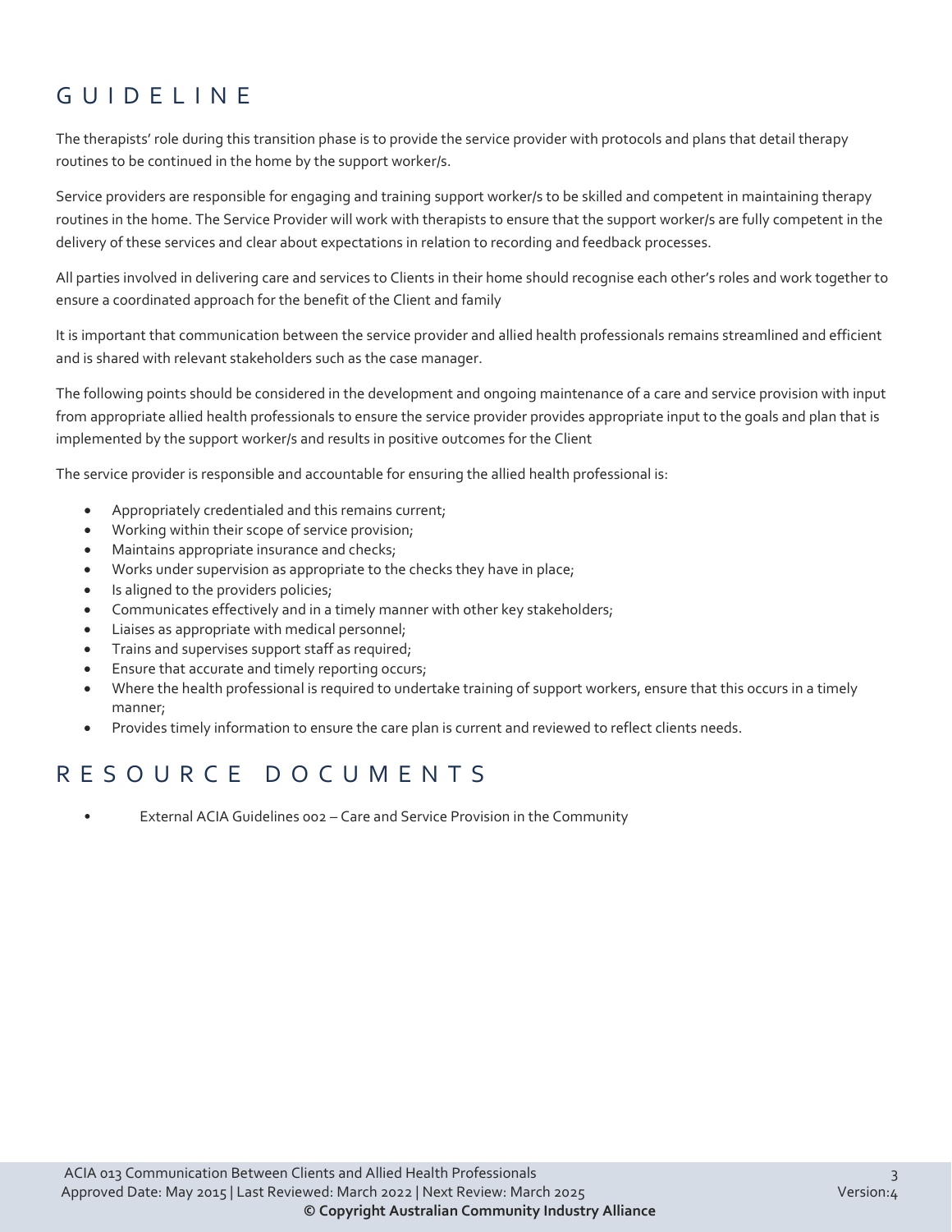## GUIDELINE

The therapists' role during this transition phase is to provide the service provider with protocols and plans that detail therapy routines to be continued in the home by the support worker/s.

Service providers are responsible for engaging and training support worker/s to be skilled and competent in maintaining therapy routines in the home. The Service Provider will work with therapists to ensure that the support worker/s are fully competent in the delivery of these services and clear about expectations in relation to recording and feedback processes.

All parties involved in delivering care and services to Clients in their home should recognise each other's roles and work together to ensure a coordinated approach for the benefit of the Client and family

It is important that communication between the service provider and allied health professionals remains streamlined and efficient and is shared with relevant stakeholders such as the case manager.

The following points should be considered in the development and ongoing maintenance of a care and service provision with input from appropriate allied health professionals to ensure the service provider provides appropriate input to the goals and plan that is implemented by the support worker/s and results in positive outcomes for the Client

The service provider is responsible and accountable for ensuring the allied health professional is:

- Appropriately credentialed and this remains current;
- Working within their scope of service provision;
- Maintains appropriate insurance and checks;
- Works under supervision as appropriate to the checks they have in place;
- Is aligned to the providers policies;
- Communicates effectively and in a timely manner with other key stakeholders;
- Liaises as appropriate with medical personnel;
- Trains and supervises support staff as required;
- Ensure that accurate and timely reporting occurs;
- Where the health professional is required to undertake training of support workers, ensure that this occurs in a timely manner;
- Provides timely information to ensure the care plan is current and reviewed to reflect clients needs.

## RESOURCE DOCUMENTS

- External ACIA Guidelines 002 – Care and Service Provision in the Community